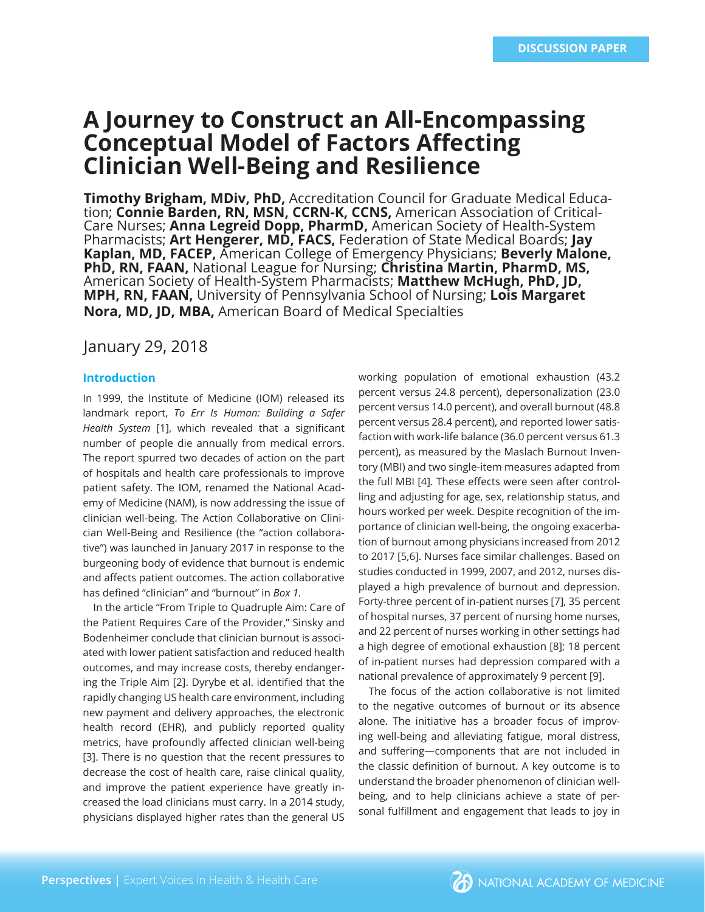DISCUSSION PAPER

# A Journey to Construct an All-Encompassing Conceptual Model of Factors Affecting Clinician Well-Being and Resilience

**Timothy Brigham, MDiv, PhD,** Accreditation Council for Graduate Medical Education; **Connie Barden, RN, MSN, CCRN-K, CCNS,** American Association of Critical-Care Nurses; **Anna Legreid Dopp, PharmD,** American Society of Health-System Pharmacists; **Art Hengerer, MD, FACS,** Federation of State Medical Boards; **Jay Kaplan, MD, FACEP,** American College of Emergency Physicians; **Beverly Malone, PhD, RN, FAAN,** National League for Nursing; **Christina Martin, PharmD, MS,** American Society of Health-System Pharmacists; **Matthew McHugh, PhD, JD, MPH, RN, FAAN,** University of Pennsylvania School of Nursing; **Lois Margaret Nora, MD, JD, MBA,** American Board of Medical Specialties

January 29, 2018

## Introduction

In 1999, the Institute of Medicine (IOM) released its landmark report, *To Err Is Human: Building a Safer Health System* [1], which revealed that a significant number of people die annually from medical errors. The report spurred two decades of action on the part of hospitals and health care professionals to improve patient safety. The IOM, renamed the National Academy of Medicine (NAM), is now addressing the issue of clinician well-being. The Action Collaborative on Clinician Well-Being and Resilience (the "action collaborative") was launched in January 2017 in response to the burgeoning body of evidence that burnout is endemic and affects patient outcomes. The action collaborative has defined "clinician" and "burnout" in *Box 1*.

In the article "From Triple to Quadruple Aim: Care of the Patient Requires Care of the Provider," Sinsky and Bodenheimer conclude that clinician burnout is associated with lower patient satisfaction and reduced health outcomes, and may increase costs, thereby endangering the Triple Aim [2]. Dyrbye et al. identified that the rapidly changing US health care environment, including new payment and delivery approaches, the electronic health record (EHR), and publicly reported quality metrics, have profoundly affected clinician well-being [3]. There is no question that the recent pressures to decrease the cost of health care, raise clinical quality, and improve the patient experience have greatly increased the load clinicians must carry. In a 2014 study, physicians displayed higher rates than the general US working population of emotional exhaustion (43.2 percent versus 24.8 percent), depersonalization (23.0 percent versus 14.0 percent), and overall burnout (48.8 percent versus 28.4 percent), and reported lower satisfaction with work-life balance (36.0 percent versus 61.3 percent), as measured by the Maslach Burnout Inventory (MBI) and two single-item measures adapted from the full MBI [4]. These effects were seen after controlling and adjusting for age, sex, relationship status, and hours worked per week. Despite recognition of the importance of clinician well-being, the ongoing exacerbation of burnout among physicians increased from 2012 to 2017 [5,6]. Nurses face similar challenges. Based on studies conducted in 1999, 2007, and 2012, nurses displayed a high prevalence of burnout and depression. Forty-three percent of in-patient nurses [7], 35 percent of hospital nurses, 37 percent of nursing home nurses, and 22 percent of nurses working in other settings had a high degree of emotional exhaustion [8]; 18 percent of in-patient nurses had depression compared with a national prevalence of approximately 9 percent [9].

The focus of the action collaborative is not limited to the negative outcomes of burnout or its absence alone. The initiative has a broader focus of improving well-being and alleviating fatigue, moral distress, and suffering—components that are not included in the classic definition of burnout. A key outcome is to understand the broader phenomenon of clinician well-being, and to help clinicians achieve a state of personal fulfillment and engagement that leads to joy in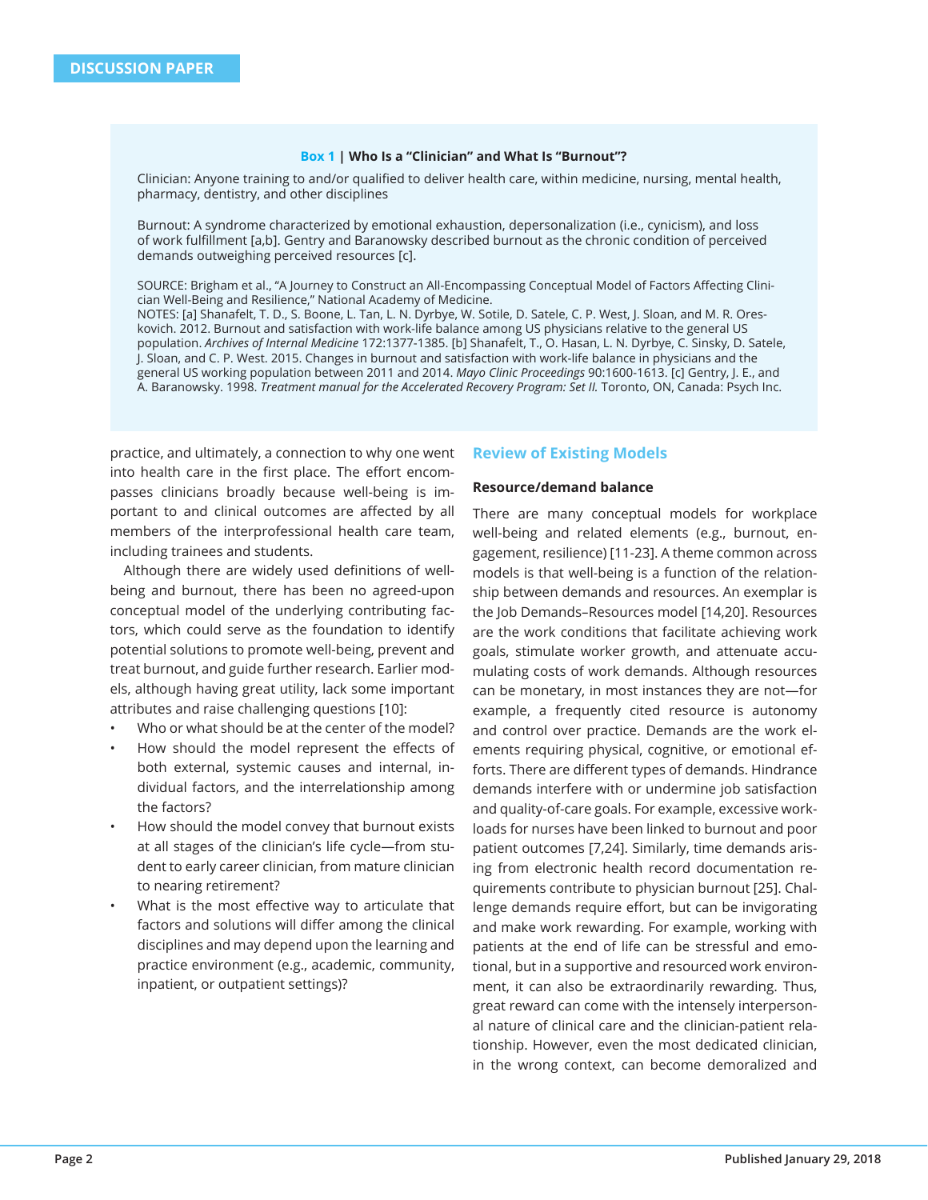**Box 1 | Who Is a "Clinician" and What Is "Burnout"?**

Clinician: Anyone training to and/or qualified to deliver health care, within medicine, nursing, mental health, pharmacy, dentistry, and other disciplines

Burnout: A syndrome characterized by emotional exhaustion, depersonalization (i.e., cynicism), and loss of work fulfillment [a,b]. Gentry and Baranowsky described burnout as the chronic condition of perceived demands outweighing perceived resources [c].

SOURCE: Brigham et al., "A Journey to Construct an All-Encompassing Conceptual Model of Factors Affecting Clinician Well-Being and Resilience," National Academy of Medicine.
NOTES: [a] Shanafelt, T. D., S. Boone, L. Tan, L. N. Dyrbye, W. Sotile, D. Satele, C. P. West, J. Sloan, and M. R. Oreskovich. 2012. Burnout and satisfaction with work-life balance among US physicians relative to the general US population. *Archives of Internal Medicine* 172:1377-1385. [b] Shanafelt, T., O. Hasan, L. N. Dyrbye, C. Sinsky, D. Satele, J. Sloan, and C. P. West. 2015. Changes in burnout and satisfaction with work-life balance in physicians and the general US working population between 2011 and 2014. *Mayo Clinic Proceedings* 90:1600-1613. [c] Gentry, J. E., and A. Baranowsky. 1998. *Treatment manual for the Accelerated Recovery Program: Set II.* Toronto, ON, Canada: Psych Inc.

practice, and ultimately, a connection to why one went into health care in the first place. The effort encompasses clinicians broadly because well-being is important to and clinical outcomes are affected by all members of the interprofessional health care team, including trainees and students.

Although there are widely used definitions of well-being and burnout, there has been no agreed-upon conceptual model of the underlying contributing factors, which could serve as the foundation to identify potential solutions to promote well-being, prevent and treat burnout, and guide further research. Earlier models, although having great utility, lack some important attributes and raise challenging questions [10]:

- Who or what should be at the center of the model?
- How should the model represent the effects of both external, systemic causes and internal, individual factors, and the interrelationship among the factors?
- How should the model convey that burnout exists at all stages of the clinician's life cycle—from student to early career clinician, from mature clinician to nearing retirement?
- What is the most effective way to articulate that factors and solutions will differ among the clinical disciplines and may depend upon the learning and practice environment (e.g., academic, community, inpatient, or outpatient settings)?

## Review of Existing Models

### Resource/demand balance

There are many conceptual models for workplace well-being and related elements (e.g., burnout, engagement, resilience) [11-23]. A theme common across models is that well-being is a function of the relationship between demands and resources. An exemplar is the Job Demands–Resources model [14,20]. Resources are the work conditions that facilitate achieving work goals, stimulate worker growth, and attenuate accumulating costs of work demands. Although resources can be monetary, in most instances they are not—for example, a frequently cited resource is autonomy and control over practice. Demands are the work elements requiring physical, cognitive, or emotional efforts. There are different types of demands. Hindrance demands interfere with or undermine job satisfaction and quality-of-care goals. For example, excessive workloads for nurses have been linked to burnout and poor patient outcomes [7,24]. Similarly, time demands arising from electronic health record documentation requirements contribute to physician burnout [25]. Challenge demands require effort, but can be invigorating and make work rewarding. For example, working with patients at the end of life can be stressful and emotional, but in a supportive and resourced work environment, it can also be extraordinarily rewarding. Thus, great reward can come with the intensely interpersonal nature of clinical care and the clinician-patient relationship. However, even the most dedicated clinician, in the wrong context, can become demoralized and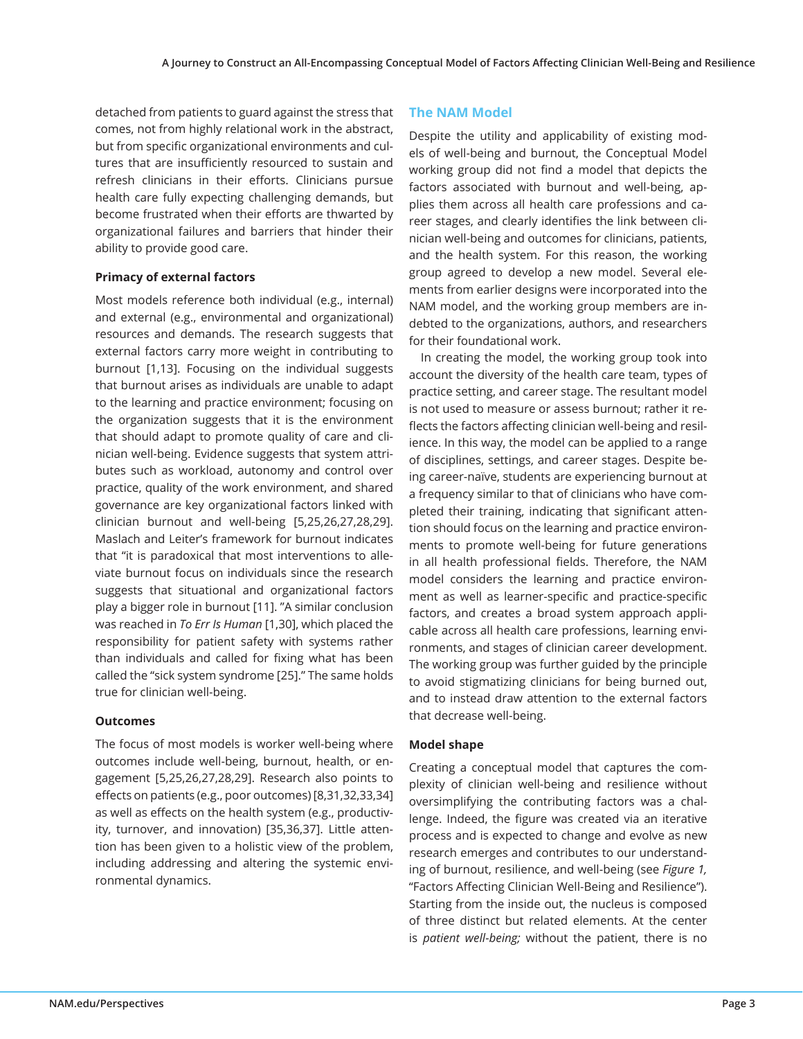detached from patients to guard against the stress that comes, not from highly relational work in the abstract, but from specific organizational environments and cultures that are insufficiently resourced to sustain and refresh clinicians in their efforts. Clinicians pursue health care fully expecting challenging demands, but become frustrated when their efforts are thwarted by organizational failures and barriers that hinder their ability to provide good care.

**Primacy of external factors**

Most models reference both individual (e.g., internal) and external (e.g., environmental and organizational) resources and demands. The research suggests that external factors carry more weight in contributing to burnout [1,13]. Focusing on the individual suggests that burnout arises as individuals are unable to adapt to the learning and practice environment; focusing on the organization suggests that it is the environment that should adapt to promote quality of care and clinician well-being. Evidence suggests that system attributes such as workload, autonomy and control over practice, quality of the work environment, and shared governance are key organizational factors linked with clinician burnout and well-being [5,25,26,27,28,29]. Maslach and Leiter's framework for burnout indicates that "it is paradoxical that most interventions to alleviate burnout focus on individuals since the research suggests that situational and organizational factors play a bigger role in burnout [11]. "A similar conclusion was reached in *To Err Is Human* [1,30], which placed the responsibility for patient safety with systems rather than individuals and called for fixing what has been called the "sick system syndrome [25]." The same holds true for clinician well-being.

**Outcomes**

The focus of most models is worker well-being where outcomes include well-being, burnout, health, or engagement [5,25,26,27,28,29]. Research also points to effects on patients (e.g., poor outcomes) [8,31,32,33,34] as well as effects on the health system (e.g., productivity, turnover, and innovation) [35,36,37]. Little attention has been given to a holistic view of the problem, including addressing and altering the systemic environmental dynamics.

## The NAM Model

Despite the utility and applicability of existing models of well-being and burnout, the Conceptual Model working group did not find a model that depicts the factors associated with burnout and well-being, applies them across all health care professions and career stages, and clearly identifies the link between clinician well-being and outcomes for clinicians, patients, and the health system. For this reason, the working group agreed to develop a new model. Several elements from earlier designs were incorporated into the NAM model, and the working group members are indebted to the organizations, authors, and researchers for their foundational work.

In creating the model, the working group took into account the diversity of the health care team, types of practice setting, and career stage. The resultant model is not used to measure or assess burnout; rather it reflects the factors affecting clinician well-being and resilience. In this way, the model can be applied to a range of disciplines, settings, and career stages. Despite being career-naïve, students are experiencing burnout at a frequency similar to that of clinicians who have completed their training, indicating that significant attention should focus on the learning and practice environments to promote well-being for future generations in all health professional fields. Therefore, the NAM model considers the learning and practice environment as well as learner-specific and practice-specific factors, and creates a broad system approach applicable across all health care professions, learning environments, and stages of clinician career development. The working group was further guided by the principle to avoid stigmatizing clinicians for being burned out, and to instead draw attention to the external factors that decrease well-being.

**Model shape**

Creating a conceptual model that captures the complexity of clinician well-being and resilience without oversimplifying the contributing factors was a challenge. Indeed, the figure was created via an iterative process and is expected to change and evolve as new research emerges and contributes to our understanding of burnout, resilience, and well-being (see *Figure 1,* "Factors Affecting Clinician Well-Being and Resilience"). Starting from the inside out, the nucleus is composed of three distinct but related elements. At the center is *patient well-being;* without the patient, there is no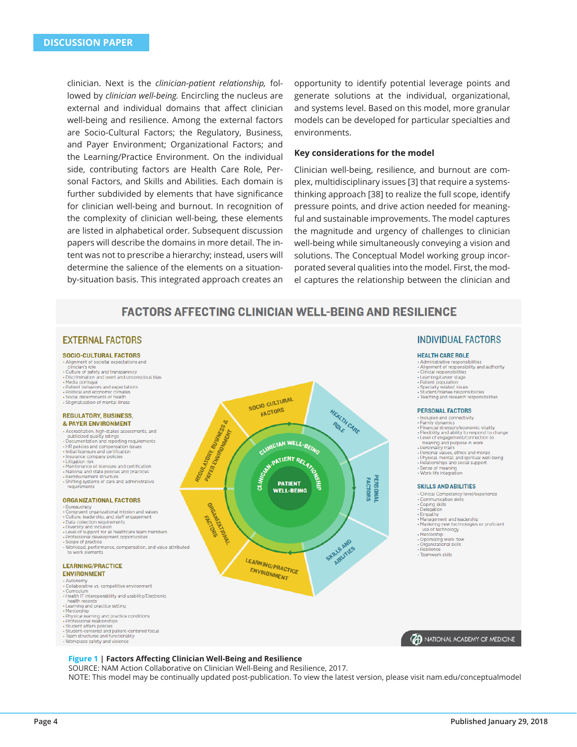clinician. Next is the *clinician-patient relationship,* followed by *clinician well-being.* Encircling the nucleus are external and individual domains that affect clinician well-being and resilience. Among the external factors are Socio-Cultural Factors; the Regulatory, Business, and Payer Environment; Organizational Factors; and the Learning/Practice Environment. On the individual side, contributing factors are Health Care Role, Personal Factors, and Skills and Abilities. Each domain is further subdivided by elements that have significance for clinician well-being and burnout. In recognition of the complexity of clinician well-being, these elements are listed in alphabetical order. Subsequent discussion papers will describe the domains in more detail. The intent was not to prescribe a hierarchy; instead, users will determine the salience of the elements on a situation-by-situation basis. This integrated approach creates an opportunity to identify potential leverage points and generate solutions at the individual, organizational, and systems level. Based on this model, more granular models can be developed for particular specialties and environments.

### Key considerations for the model

Clinician well-being, resilience, and burnout are complex, multidisciplinary issues [3] that require a systems-thinking approach [38] to realize the full scope, identify pressure points, and drive action needed for meaningful and sustainable improvements. The model captures the magnitude and urgency of challenges to clinician well-being while simultaneously conveying a vision and solutions. The Conceptual Model working group incorporated several qualities into the model. First, the model captures the relationship between the clinician and

## FACTORS AFFECTING CLINICIAN WELL-BEING AND RESILIENCE

### EXTERNAL FACTORS

**SOCIO-CULTURAL FACTORS**
- Alignment of societal expectations and clinician's role
- Culture of safety and transparency
- Discrimination and overt and unconscious bias
- Media portrayal
- Patient behaviors and expectations
- Political and economic climates
- Social determinants of health
- Stigmatization of mental illness

**REGULATORY, BUSINESS, & PAYER ENVIRONMENT**
- Accreditation, high-stakes assessments, and publicized quality ratings
- Documentation and reporting requirements
- HR policies and compensation issues
- Initial licensure and certification
- Insurance company policies
- Litigation risk
- Maintenance of licensure and certification
- National and state policies and practices
- Reimbursement structure
- Shifting systems of care and administrative requirements

**ORGANIZATIONAL FACTORS**
- Bureaucracy
- Congruent organizational mission and values
- Culture, leadership, and staff engagement
- Data collection requirements
- Diversity and inclusion
- Level of support for all healthcare team members
- Professional development opportunities
- Scope of practice
- Workload, performance, compensation, and value attributed to work elements

**LEARNING/PRACTICE ENVIRONMENT**
- Autonomy
- Collaborative vs. competitive environment
- Curriculum
- Health IT interoperability and usability/Electronic health records
- Learning and practice setting
- Mentorship
- Physical learning and practice conditions
- Professional relationships
- Student affairs policies
- Student-centered and patient-centered focus
- Team structures and functionality
- Workplace safety and violence

### INDIVIDUAL FACTORS

**HEALTH CARE ROLE**
- Administrative responsibilities
- Alignment of responsibility and authority
- Clinical responsibilities
- Learning/career stage
- Patient population
- Specialty related issues
- Student/trainee responsibilities
- Teaching and research responsibilities

**PERSONAL FACTORS**
- Inclusion and connectivity
- Family dynamics
- Financial stressors/economic vitality
- Flexibility and ability to respond to change
- Level of engagement/connection to meaning and purpose in work
- Personality traits
- Personal values, ethics and morals
- Physical, mental, and spiritual well-being
- Relationships and social support
- Sense of meaning
- Work-life integration

**SKILLS AND ABILITIES**
- Clinical Competency level/experience
- Communication skills
- Coping skills
- Delegation
- Empathy
- Management and leadership
- Mastering new technologies or proficient use of technology
- Mentorship
- Optimizing work flow
- Organizational skills
- Resilience
- Teamwork skills

SOCIO-CULTURAL FACTORS · REGULATORY BUSINESS & PAYER ENVIRONMENT · ORGANIZATIONAL FACTORS · LEARNING/PRACTICE ENVIRONMENT · HEALTH CARE ROLE · PERSONAL FACTORS · SKILLS AND ABILITIES · CLINICIAN WELL-BEING · CLINICIAN-PATIENT RELATIONSHIP · PATIENT WELL-BEING

NATIONAL ACADEMY OF MEDICINE

**Figure 1 | Factors Affecting Clinician Well-Being and Resilience**
SOURCE: NAM Action Collaborative on Clinician Well-Being and Resilience, 2017.
NOTE: This model may be continually updated post-publication. To view the latest version, please visit nam.edu/conceptualmodel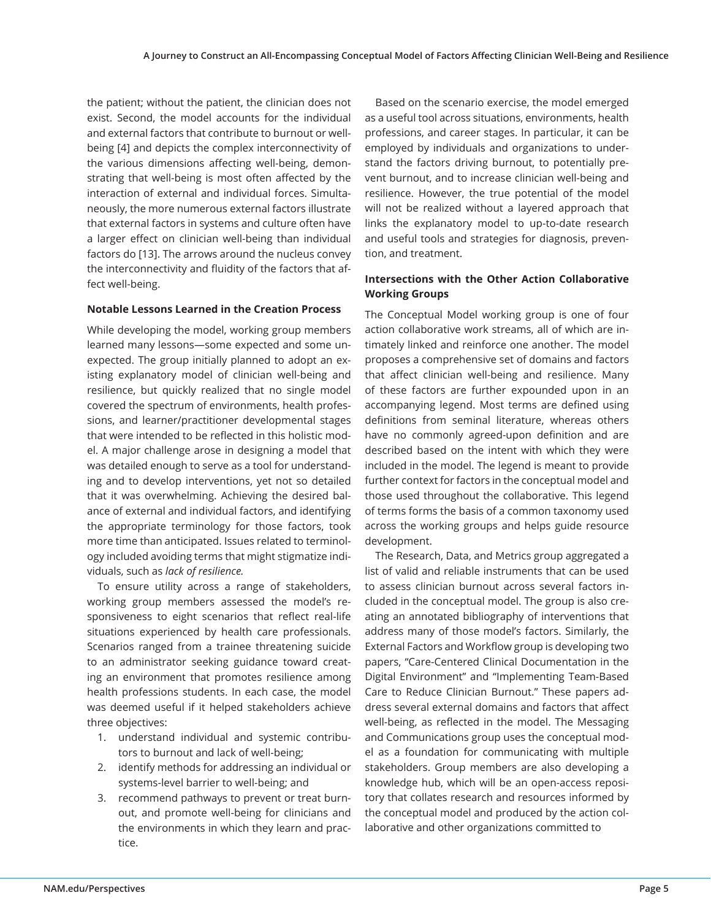the patient; without the patient, the clinician does not exist. Second, the model accounts for the individual and external factors that contribute to burnout or well-being [4] and depicts the complex interconnectivity of the various dimensions affecting well-being, demonstrating that well-being is most often affected by the interaction of external and individual forces. Simultaneously, the more numerous external factors illustrate that external factors in systems and culture often have a larger effect on clinician well-being than individual factors do [13]. The arrows around the nucleus convey the interconnectivity and fluidity of the factors that affect well-being.

### Notable Lessons Learned in the Creation Process

While developing the model, working group members learned many lessons—some expected and some unexpected. The group initially planned to adopt an existing explanatory model of clinician well-being and resilience, but quickly realized that no single model covered the spectrum of environments, health professions, and learner/practitioner developmental stages that were intended to be reflected in this holistic model. A major challenge arose in designing a model that was detailed enough to serve as a tool for understanding and to develop interventions, yet not so detailed that it was overwhelming. Achieving the desired balance of external and individual factors, and identifying the appropriate terminology for those factors, took more time than anticipated. Issues related to terminology included avoiding terms that might stigmatize individuals, such as *lack of resilience.*

To ensure utility across a range of stakeholders, working group members assessed the model's responsiveness to eight scenarios that reflect real-life situations experienced by health care professionals. Scenarios ranged from a trainee threatening suicide to an administrator seeking guidance toward creating an environment that promotes resilience among health professions students. In each case, the model was deemed useful if it helped stakeholders achieve three objectives:

1. understand individual and systemic contributors to burnout and lack of well-being;
2. identify methods for addressing an individual or systems-level barrier to well-being; and
3. recommend pathways to prevent or treat burnout, and promote well-being for clinicians and the environments in which they learn and practice.

Based on the scenario exercise, the model emerged as a useful tool across situations, environments, health professions, and career stages. In particular, it can be employed by individuals and organizations to understand the factors driving burnout, to potentially prevent burnout, and to increase clinician well-being and resilience. However, the true potential of the model will not be realized without a layered approach that links the explanatory model to up-to-date research and useful tools and strategies for diagnosis, prevention, and treatment.

### Intersections with the Other Action Collaborative Working Groups

The Conceptual Model working group is one of four action collaborative work streams, all of which are intimately linked and reinforce one another. The model proposes a comprehensive set of domains and factors that affect clinician well-being and resilience. Many of these factors are further expounded upon in an accompanying legend. Most terms are defined using definitions from seminal literature, whereas others have no commonly agreed-upon definition and are described based on the intent with which they were included in the model. The legend is meant to provide further context for factors in the conceptual model and those used throughout the collaborative. This legend of terms forms the basis of a common taxonomy used across the working groups and helps guide resource development.

The Research, Data, and Metrics group aggregated a list of valid and reliable instruments that can be used to assess clinician burnout across several factors included in the conceptual model. The group is also creating an annotated bibliography of interventions that address many of those model's factors. Similarly, the External Factors and Workflow group is developing two papers, "Care-Centered Clinical Documentation in the Digital Environment" and "Implementing Team-Based Care to Reduce Clinician Burnout." These papers address several external domains and factors that affect well-being, as reflected in the model. The Messaging and Communications group uses the conceptual model as a foundation for communicating with multiple stakeholders. Group members are also developing a knowledge hub, which will be an open-access repository that collates research and resources informed by the conceptual model and produced by the action collaborative and other organizations committed to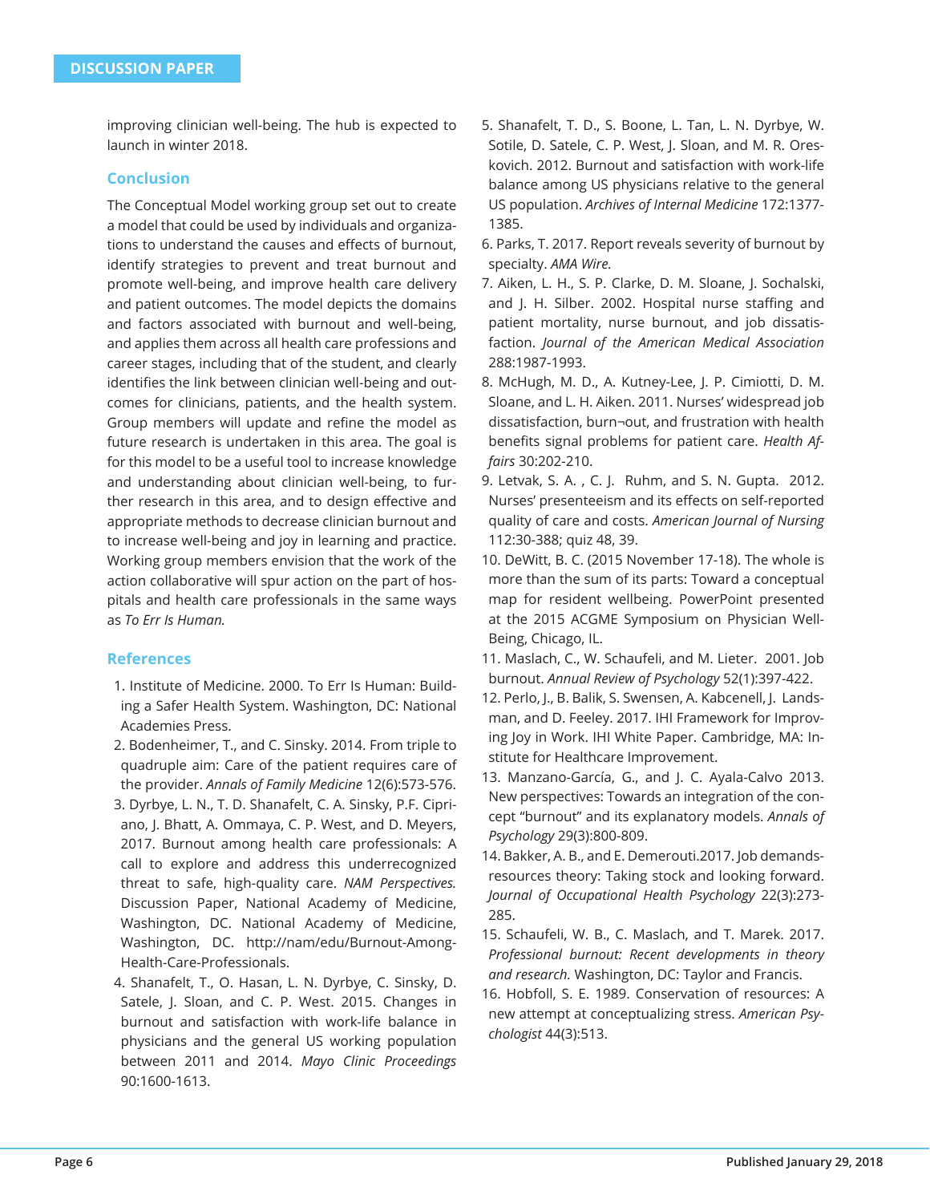improving clinician well-being. The hub is expected to launch in winter 2018.

## Conclusion

The Conceptual Model working group set out to create a model that could be used by individuals and organizations to understand the causes and effects of burnout, identify strategies to prevent and treat burnout and promote well-being, and improve health care delivery and patient outcomes. The model depicts the domains and factors associated with burnout and well-being, and applies them across all health care professions and career stages, including that of the student, and clearly identifies the link between clinician well-being and outcomes for clinicians, patients, and the health system. Group members will update and refine the model as future research is undertaken in this area. The goal is for this model to be a useful tool to increase knowledge and understanding about clinician well-being, to further research in this area, and to design effective and appropriate methods to decrease clinician burnout and to increase well-being and joy in learning and practice. Working group members envision that the work of the action collaborative will spur action on the part of hospitals and health care professionals in the same ways as *To Err Is Human.*

## References

1. Institute of Medicine. 2000. To Err Is Human: Building a Safer Health System. Washington, DC: National Academies Press.
2. Bodenheimer, T., and C. Sinsky. 2014. From triple to quadruple aim: Care of the patient requires care of the provider. *Annals of Family Medicine* 12(6):573-576.
3. Dyrbye, L. N., T. D. Shanafelt, C. A. Sinsky, P.F. Cipriano, J. Bhatt, A. Ommaya, C. P. West, and D. Meyers, 2017. Burnout among health care professionals: A call to explore and address this underrecognized threat to safe, high-quality care. *NAM Perspectives.* Discussion Paper, National Academy of Medicine, Washington, DC. National Academy of Medicine, Washington, DC. http://nam/edu/Burnout-Among-Health-Care-Professionals.
4. Shanafelt, T., O. Hasan, L. N. Dyrbye, C. Sinsky, D. Satele, J. Sloan, and C. P. West. 2015. Changes in burnout and satisfaction with work-life balance in physicians and the general US working population between 2011 and 2014. *Mayo Clinic Proceedings* 90:1600-1613.
5. Shanafelt, T. D., S. Boone, L. Tan, L. N. Dyrbye, W. Sotile, D. Satele, C. P. West, J. Sloan, and M. R. Oreskovich. 2012. Burnout and satisfaction with work-life balance among US physicians relative to the general US population. *Archives of Internal Medicine* 172:1377-1385.
6. Parks, T. 2017. Report reveals severity of burnout by specialty. *AMA Wire.*
7. Aiken, L. H., S. P. Clarke, D. M. Sloane, J. Sochalski, and J. H. Silber. 2002. Hospital nurse staffing and patient mortality, nurse burnout, and job dissatisfaction. *Journal of the American Medical Association* 288:1987-1993.
8. McHugh, M. D., A. Kutney-Lee, J. P. Cimiotti, D. M. Sloane, and L. H. Aiken. 2011. Nurses' widespread job dissatisfaction, burn¬out, and frustration with health benefits signal problems for patient care. *Health Affairs* 30:202-210.
9. Letvak, S. A. , C. J. Ruhm, and S. N. Gupta. 2012. Nurses' presenteeism and its effects on self-reported quality of care and costs. *American Journal of Nursing* 112:30-388; quiz 48, 39.
10. DeWitt, B. C. (2015 November 17-18). The whole is more than the sum of its parts: Toward a conceptual map for resident wellbeing. PowerPoint presented at the 2015 ACGME Symposium on Physician Well-Being, Chicago, IL.
11. Maslach, C., W. Schaufeli, and M. Lieter. 2001. Job burnout. *Annual Review of Psychology* 52(1):397-422.
12. Perlo, J., B. Balik, S. Swensen, A. Kabcenell, J. Landsman, and D. Feeley. 2017. IHI Framework for Improving Joy in Work. IHI White Paper. Cambridge, MA: Institute for Healthcare Improvement.
13. Manzano-García, G., and J. C. Ayala-Calvo 2013. New perspectives: Towards an integration of the concept "burnout" and its explanatory models. *Annals of Psychology* 29(3):800-809.
14. Bakker, A. B., and E. Demerouti.2017. Job demands-resources theory: Taking stock and looking forward. *Journal of Occupational Health Psychology* 22(3):273-285.
15. Schaufeli, W. B., C. Maslach, and T. Marek. 2017. *Professional burnout: Recent developments in theory and research.* Washington, DC: Taylor and Francis.
16. Hobfoll, S. E. 1989. Conservation of resources: A new attempt at conceptualizing stress. *American Psychologist* 44(3):513.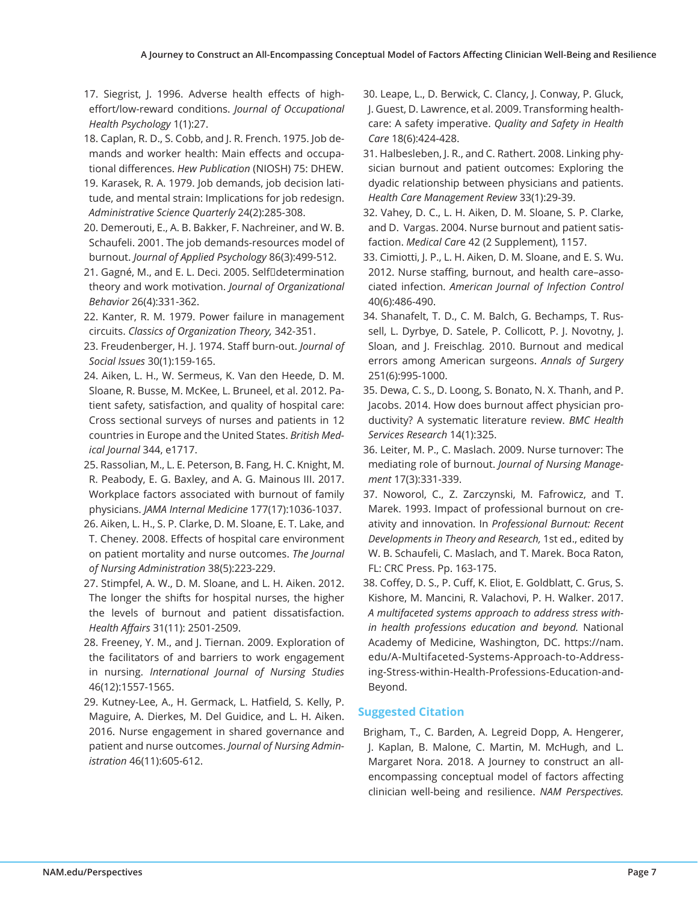17. Siegrist, J. 1996. Adverse health effects of high-effort/low-reward conditions. *Journal of Occupational Health Psychology* 1(1):27.
18. Caplan, R. D., S. Cobb, and J. R. French. 1975. Job demands and worker health: Main effects and occupational differences. *Hew Publication* (NIOSH) 75: DHEW.
19. Karasek, R. A. 1979. Job demands, job decision latitude, and mental strain: Implications for job redesign. *Administrative Science Quarterly* 24(2):285-308.
20. Demerouti, E., A. B. Bakker, F. Nachreiner, and W. B. Schaufeli. 2001. The job demands-resources model of burnout. *Journal of Applied Psychology* 86(3):499-512.
21. Gagné, M., and E. L. Deci. 2005. Self‐determination theory and work motivation. *Journal of Organizational Behavior* 26(4):331-362.
22. Kanter, R. M. 1979. Power failure in management circuits. *Classics of Organization Theory,* 342-351.
23. Freudenberger, H. J. 1974. Staff burn-out. *Journal of Social Issues* 30(1):159-165.
24. Aiken, L. H., W. Sermeus, K. Van den Heede, D. M. Sloane, R. Busse, M. McKee, L. Bruneel, et al. 2012. Patient safety, satisfaction, and quality of hospital care: Cross sectional surveys of nurses and patients in 12 countries in Europe and the United States. *British Medical Journal* 344, e1717.
25. Rassolian, M., L. E. Peterson, B. Fang, H. C. Knight, M. R. Peabody, E. G. Baxley, and A. G. Mainous III. 2017. Workplace factors associated with burnout of family physicians. *JAMA Internal Medicine* 177(17):1036-1037.
26. Aiken, L. H., S. P. Clarke, D. M. Sloane, E. T. Lake, and T. Cheney. 2008. Effects of hospital care environment on patient mortality and nurse outcomes. *The Journal of Nursing Administration* 38(5):223-229.
27. Stimpfel, A. W., D. M. Sloane, and L. H. Aiken. 2012. The longer the shifts for hospital nurses, the higher the levels of burnout and patient dissatisfaction. *Health Affairs* 31(11): 2501-2509.
28. Freeney, Y. M., and J. Tiernan. 2009. Exploration of the facilitators of and barriers to work engagement in nursing. *International Journal of Nursing Studies* 46(12):1557-1565.
29. Kutney-Lee, A., H. Germack, L. Hatfield, S. Kelly, P. Maguire, A. Dierkes, M. Del Guidice, and L. H. Aiken. 2016. Nurse engagement in shared governance and patient and nurse outcomes. *Journal of Nursing Administration* 46(11):605-612.
30. Leape, L., D. Berwick, C. Clancy, J. Conway, P. Gluck, J. Guest, D. Lawrence, et al. 2009. Transforming healthcare: A safety imperative. *Quality and Safety in Health Care* 18(6):424-428.
31. Halbesleben, J. R., and C. Rathert. 2008. Linking physician burnout and patient outcomes: Exploring the dyadic relationship between physicians and patients. *Health Care Management Review* 33(1):29-39.
32. Vahey, D. C., L. H. Aiken, D. M. Sloane, S. P. Clarke, and D. Vargas. 2004. Nurse burnout and patient satisfaction. *Medical Care* 42 (2 Supplement), 1157.
33. Cimiotti, J. P., L. H. Aiken, D. M. Sloane, and E. S. Wu. 2012. Nurse staffing, burnout, and health care–associated infection. *American Journal of Infection Control* 40(6):486-490.
34. Shanafelt, T. D., C. M. Balch, G. Bechamps, T. Russell, L. Dyrbye, D. Satele, P. Collicott, P. J. Novotny, J. Sloan, and J. Freischlag. 2010. Burnout and medical errors among American surgeons. *Annals of Surgery* 251(6):995-1000.
35. Dewa, C. S., D. Loong, S. Bonato, N. X. Thanh, and P. Jacobs. 2014. How does burnout affect physician productivity? A systematic literature review. *BMC Health Services Research* 14(1):325.
36. Leiter, M. P., C. Maslach. 2009. Nurse turnover: The mediating role of burnout. *Journal of Nursing Management* 17(3):331-339.
37. Noworol, C., Z. Zarczynski, M. Fafrowicz, and T. Marek. 1993. Impact of professional burnout on creativity and innovation. In *Professional Burnout: Recent Developments in Theory and Research,* 1st ed., edited by W. B. Schaufeli, C. Maslach, and T. Marek. Boca Raton, FL: CRC Press. Pp. 163-175.
38. Coffey, D. S., P. Cuff, K. Eliot, E. Goldblatt, C. Grus, S. Kishore, M. Mancini, R. Valachovi, P. H. Walker. 2017. *A multifaceted systems approach to address stress within health professions education and beyond.* National Academy of Medicine, Washington, DC. https://nam.edu/A-Multifaceted-Systems-Approach-to-Addressing-Stress-within-Health-Professions-Education-and-Beyond.

## Suggested Citation

Brigham, T., C. Barden, A. Legreid Dopp, A. Hengerer, J. Kaplan, B. Malone, C. Martin, M. McHugh, and L. Margaret Nora. 2018. A Journey to construct an all-encompassing conceptual model of factors affecting clinician well-being and resilience. *NAM Perspectives.*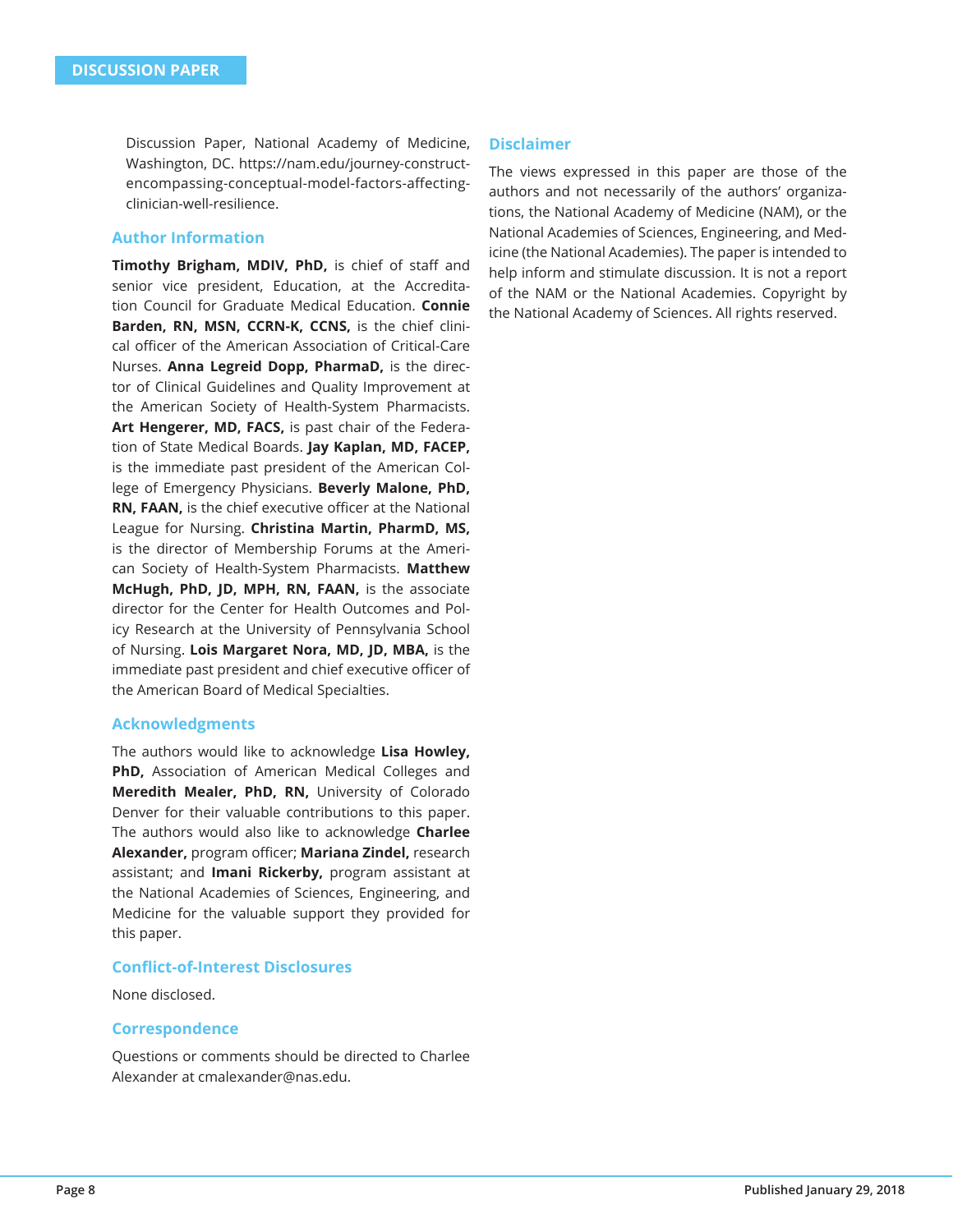Discussion Paper, National Academy of Medicine, Washington, DC. https://nam.edu/journey-construct-encompassing-conceptual-model-factors-affecting-clinician-well-resilience.

## Author Information

**Timothy Brigham, MDIV, PhD,** is chief of staff and senior vice president, Education, at the Accreditation Council for Graduate Medical Education. **Connie Barden, RN, MSN, CCRN-K, CCNS,** is the chief clinical officer of the American Association of Critical-Care Nurses. **Anna Legreid Dopp, PharmaD,** is the director of Clinical Guidelines and Quality Improvement at the American Society of Health-System Pharmacists. **Art Hengerer, MD, FACS,** is past chair of the Federation of State Medical Boards. **Jay Kaplan, MD, FACEP,** is the immediate past president of the American College of Emergency Physicians. **Beverly Malone, PhD, RN, FAAN,** is the chief executive officer at the National League for Nursing. **Christina Martin, PharmD, MS,** is the director of Membership Forums at the American Society of Health-System Pharmacists. **Matthew McHugh, PhD, JD, MPH, RN, FAAN,** is the associate director for the Center for Health Outcomes and Policy Research at the University of Pennsylvania School of Nursing. **Lois Margaret Nora, MD, JD, MBA,** is the immediate past president and chief executive officer of the American Board of Medical Specialties.

## Acknowledgments

The authors would like to acknowledge **Lisa Howley, PhD,** Association of American Medical Colleges and **Meredith Mealer, PhD, RN,** University of Colorado Denver for their valuable contributions to this paper. The authors would also like to acknowledge **Charlee Alexander,** program officer; **Mariana Zindel,** research assistant; and **Imani Rickerby,** program assistant at the National Academies of Sciences, Engineering, and Medicine for the valuable support they provided for this paper.

## Conflict-of-Interest Disclosures

None disclosed.

## Correspondence

Questions or comments should be directed to Charlee Alexander at cmalexander@nas.edu.

## Disclaimer

The views expressed in this paper are those of the authors and not necessarily of the authors' organizations, the National Academy of Medicine (NAM), or the National Academies of Sciences, Engineering, and Medicine (the National Academies). The paper is intended to help inform and stimulate discussion. It is not a report of the NAM or the National Academies. Copyright by the National Academy of Sciences. All rights reserved.